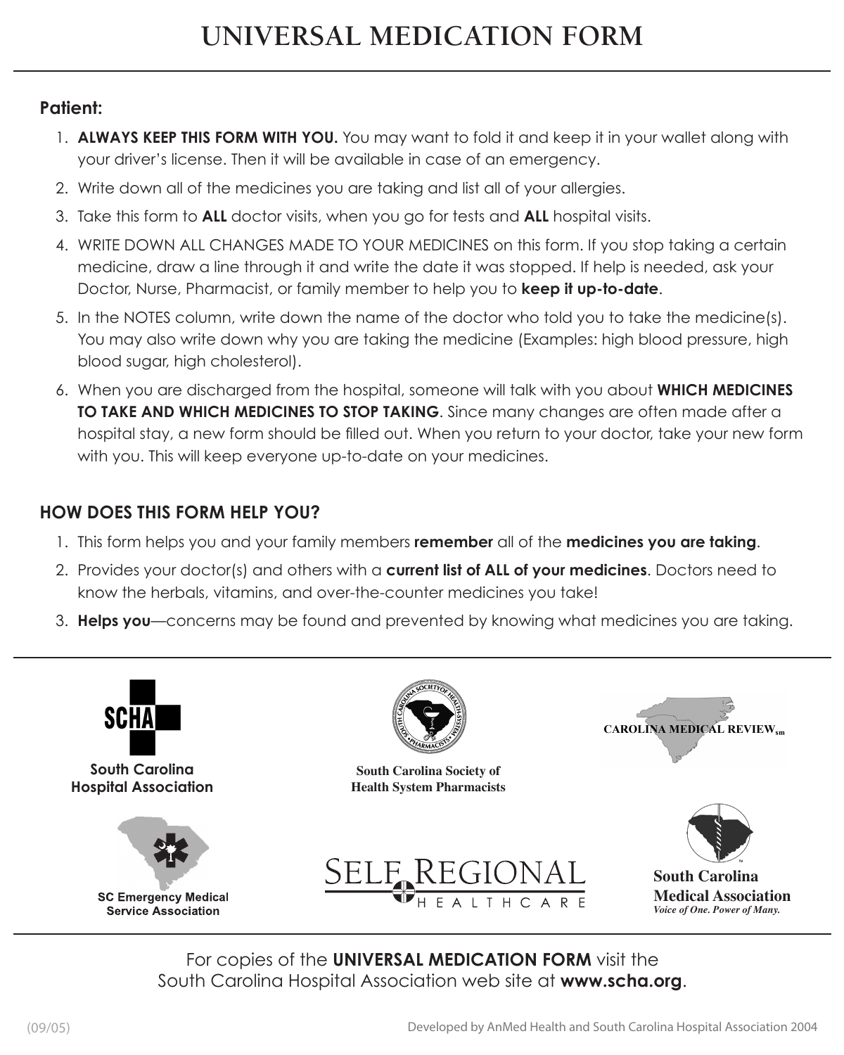# UNIVERSAL MEDICATION FORM

## Patient:

1. **ALWAYS KEEP THIS FORM WITH YOU.** You may want to fold it and keep it in your wallet along with your driver's license. Then it will be available in case of an emergency.
2. Write down all of the medicines you are taking and list all of your allergies.
3. Take this form to **ALL** doctor visits, when you go for tests and **ALL** hospital visits.
4. WRITE DOWN ALL CHANGES MADE TO YOUR MEDICINES on this form. If you stop taking a certain medicine, draw a line through it and write the date it was stopped. If help is needed, ask your Doctor, Nurse, Pharmacist, or family member to help you to **keep it up-to-date**.
5. In the NOTES column, write down the name of the doctor who told you to take the medicine(s). You may also write down why you are taking the medicine (Examples: high blood pressure, high blood sugar, high cholesterol).
6. When you are discharged from the hospital, someone will talk with you about **WHICH MEDICINES TO TAKE AND WHICH MEDICINES TO STOP TAKING**. Since many changes are often made after a hospital stay, a new form should be filled out. When you return to your doctor, take your new form with you. This will keep everyone up-to-date on your medicines.

## HOW DOES THIS FORM HELP YOU?

1. This form helps you and your family members **remember** all of the **medicines you are taking**.
2. Provides your doctor(s) and others with a **current list of ALL of your medicines**. Doctors need to know the herbals, vitamins, and over-the-counter medicines you take!
3. **Helps you**—concerns may be found and prevented by knowing what medicines you are taking.

South Carolina Hospital Association

South Carolina Society of Health System Pharmacists

CAROLINA MEDICAL REVIEW[sm]

SC Emergency Medical Service Association

SELF REGIONAL HEALTHCARE

South Carolina Medical Association
*Voice of One. Power of Many.*

For copies of the **UNIVERSAL MEDICATION FORM** visit the South Carolina Hospital Association web site at **www.scha.org**.

(09/05)

Developed by AnMed Health and South Carolina Hospital Association 2004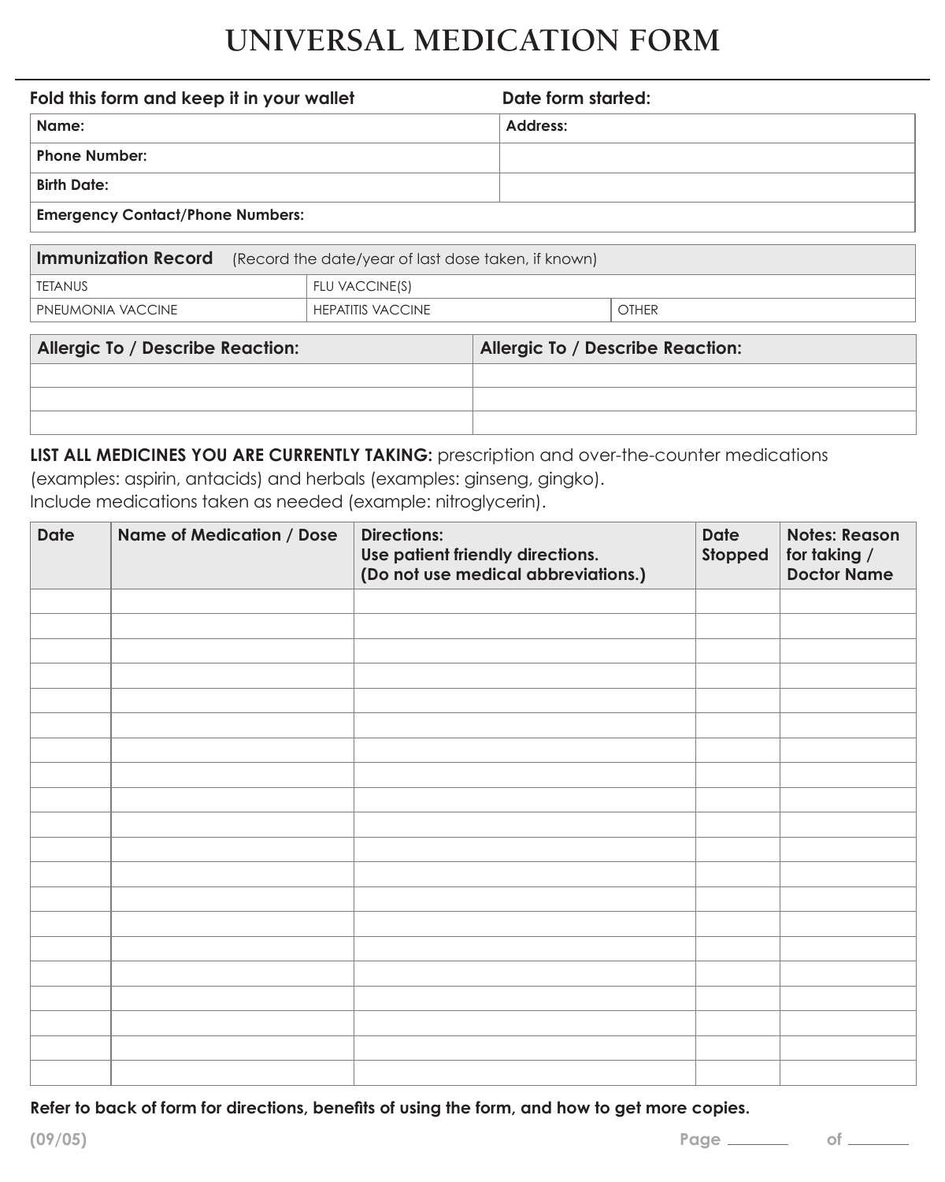# UNIVERSAL MEDICATION FORM

**Fold this form and keep it in your wallet** **Date form started:**

| | |
|---|---|
| **Name:** | **Address:** |
| **Phone Number:** | |
| **Birth Date:** | |
| **Emergency Contact/Phone Numbers:** | |

**Immunization Record** (Record the date/year of last dose taken, if known)

| | | |
|---|---|---|
| TETANUS | FLU VACCINE(S) | |
| PNEUMONIA VACCINE | HEPATITIS VACCINE | OTHER |

| Allergic To / Describe Reaction: | Allergic To / Describe Reaction: |
|---|---|
| | |
| | |
| | |

**LIST ALL MEDICINES YOU ARE CURRENTLY TAKING:** prescription and over-the-counter medications (examples: aspirin, antacids) and herbals (examples: ginseng, gingko). Include medications taken as needed (example: nitroglycerin).

| Date | Name of Medication / Dose | Directions: Use patient friendly directions. (Do not use medical abbreviations.) | Date Stopped | Notes: Reason for taking / Doctor Name |
|---|---|---|---|---|
| | | | | |
| | | | | |
| | | | | |
| | | | | |
| | | | | |
| | | | | |
| | | | | |
| | | | | |
| | | | | |
| | | | | |
| | | | | |
| | | | | |
| | | | | |
| | | | | |
| | | | | |
| | | | | |
| | | | | |
| | | | | |
| | | | | |
| | | | | |

**Refer to back of form for directions, benefits of using the form, and how to get more copies.**

(09/05)

Page _______ of _______